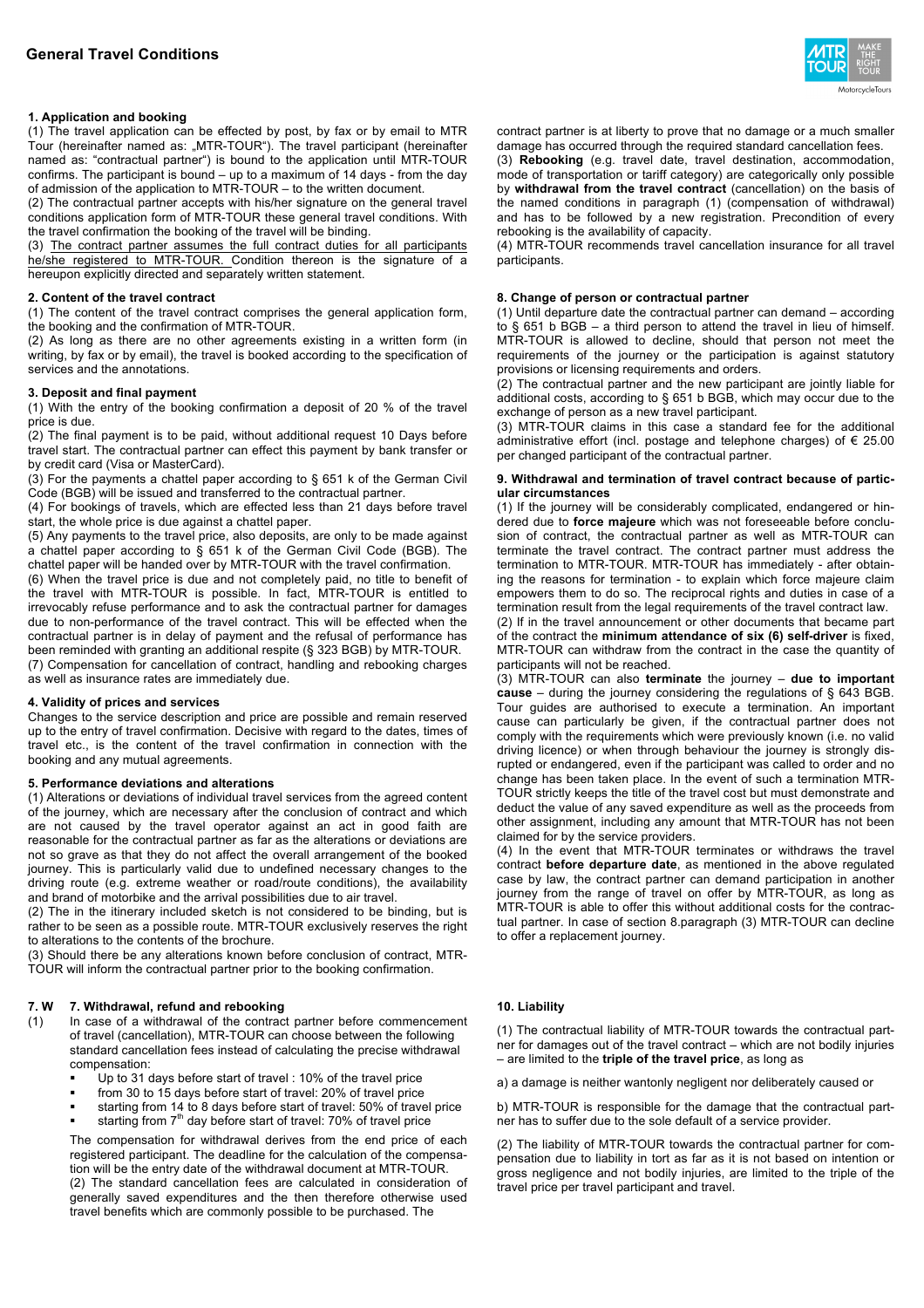# General Travel Conditions

MAKE THE RIGHT TOUR
MotorcycleTours

## 1. Application and booking

(1) The travel application can be effected by post, by fax or by email to MTR Tour (hereinafter named as: „MTR-TOUR"). The travel participant (hereinafter named as: "contractual partner") is bound to the application until MTR-TOUR confirms. The participant is bound – up to a maximum of 14 days - from the day of admission of the application to MTR-TOUR – to the written document.

(2) The contractual partner accepts with his/her signature on the general travel conditions application form of MTR-TOUR these general travel conditions. With the travel confirmation the booking of the travel will be binding.

(3) The contract partner assumes the full contract duties for all participants he/she registered to MTR-TOUR. Condition thereon is the signature of a hereupon explicitly directed and separately written statement.

## 2. Content of the travel contract

(1) The content of the travel contract comprises the general application form, the booking and the confirmation of MTR-TOUR.

(2) As long as there are no other agreements existing in a written form (in writing, by fax or by email), the travel is booked according to the specification of services and the annotations.

## 3. Deposit and final payment

(1) With the entry of the booking confirmation a deposit of 20 % of the travel price is due.

(2) The final payment is to be paid, without additional request 10 Days before travel start. The contractual partner can effect this payment by bank transfer or by credit card (Visa or MasterCard).

(3) For the payments a chattel paper according to § 651 k of the German Civil Code (BGB) will be issued and transferred to the contractual partner.

(4) For bookings of travels, which are effected less than 21 days before travel start, the whole price is due against a chattel paper.

(5) Any payments to the travel price, also deposits, are only to be made against a chattel paper according to § 651 k of the German Civil Code (BGB). The chattel paper will be handed over by MTR-TOUR with the travel confirmation.

(6) When the travel price is due and not completely paid, no title to benefit of the travel with MTR-TOUR is possible. In fact, MTR-TOUR is entitled to irrevocably refuse performance and to ask the contractual partner for damages due to non-performance of the travel contract. This will be effected when the contractual partner is in delay of payment and the refusal of performance has been reminded with granting an additional respite (§ 323 BGB) by MTR-TOUR.

(7) Compensation for cancellation of contract, handling and rebooking charges as well as insurance rates are immediately due.

## 4. Validity of prices and services

Changes to the service description and price are possible and remain reserved up to the entry of travel confirmation. Decisive with regard to the dates, times of travel etc., is the content of the travel confirmation in connection with the booking and any mutual agreements.

## 5. Performance deviations and alterations

(1) Alterations or deviations of individual travel services from the agreed content of the journey, which are necessary after the conclusion of contract and which are not caused by the travel operator against an act in good faith are reasonable for the contractual partner as far as the alterations or deviations are not so grave as that they do not affect the overall arrangement of the booked journey. This is particularly valid due to undefined necessary changes to the driving route (e.g. extreme weather or road/route conditions), the availability and brand of motorbike and the arrival possibilities due to air travel.

(2) The in the itinerary included sketch is not considered to be binding, but is rather to be seen as a possible route. MTR-TOUR exclusively reserves the right to alterations to the contents of the brochure.

(3) Should there be any alterations known before conclusion of contract, MTR-TOUR will inform the contractual partner prior to the booking confirmation.

## 7. W 7. Withdrawal, refund and rebooking

(1) In case of a withdrawal of the contract partner before commencement of travel (cancellation), MTR-TOUR can choose between the following standard cancellation fees instead of calculating the precise withdrawal compensation:

- Up to 31 days before start of travel : 10% of the travel price
- from 30 to 15 days before start of travel: 20% of travel price
- starting from 14 to 8 days before start of travel: 50% of travel price
- starting from 7th day before start of travel: 70% of travel price

The compensation for withdrawal derives from the end price of each registered participant. The deadline for the calculation of the compensation will be the entry date of the withdrawal document at MTR-TOUR.

(2) The standard cancellation fees are calculated in consideration of generally saved expenditures and the then therefore otherwise used travel benefits which are commonly possible to be purchased. The contract partner is at liberty to prove that no damage or a much smaller damage has occurred through the required standard cancellation fees.

(3) **Rebooking** (e.g. travel date, travel destination, accommodation, mode of transportation or tariff category) are categorically only possible by **withdrawal from the travel contract** (cancellation) on the basis of the named conditions in paragraph (1) (compensation of withdrawal) and has to be followed by a new registration. Precondition of every rebooking is the availability of capacity.

(4) MTR-TOUR recommends travel cancellation insurance for all travel participants.

## 8. Change of person or contractual partner

(1) Until departure date the contractual partner can demand – according to § 651 b BGB – a third person to attend the travel in lieu of himself. MTR-TOUR is allowed to decline, should that person not meet the requirements of the journey or the participation is against statutory provisions or licensing requirements and orders.

(2) The contractual partner and the new participant are jointly liable for additional costs, according to § 651 b BGB, which may occur due to the exchange of person as a new travel participant.

(3) MTR-TOUR claims in this case a standard fee for the additional administrative effort (incl. postage and telephone charges) of € 25.00 per changed participant of the contractual partner.

## 9. Withdrawal and termination of travel contract because of particular circumstances

(1) If the journey will be considerably complicated, endangered or hindered due to **force majeure** which was not foreseeable before conclusion of contract, the contractual partner as well as MTR-TOUR can terminate the travel contract. The contract partner must address the termination to MTR-TOUR. MTR-TOUR has immediately - after obtaining the reasons for termination - to explain which force majeure claim empowers them to do so. The reciprocal rights and duties in case of a termination result from the legal requirements of the travel contract law.

(2) If in the travel announcement or other documents that became part of the contract the **minimum attendance of six (6) self-driver** is fixed, MTR-TOUR can withdraw from the contract in the case the quantity of participants will not be reached.

(3) MTR-TOUR can also **terminate** the journey – **due to important cause** – during the journey considering the regulations of § 643 BGB. Tour guides are authorised to execute a termination. An important cause can particularly be given, if the contractual partner does not comply with the requirements which were previously known (i.e. no valid driving licence) or when through behaviour the journey is strongly disrupted or endangered, even if the participant was called to order and no change has been taken place. In the event of such a termination MTR-TOUR strictly keeps the title of the travel cost but must demonstrate and deduct the value of any saved expenditure as well as the proceeds from other assignment, including any amount that MTR-TOUR has not been claimed for by the service providers.

(4) In the event that MTR-TOUR terminates or withdraws the travel contract **before departure date**, as mentioned in the above regulated case by law, the contract partner can demand participation in another journey from the range of travel on offer by MTR-TOUR, as long as MTR-TOUR is able to offer this without additional costs for the contractual partner. In case of section 8.paragraph (3) MTR-TOUR can decline to offer a replacement journey.

## 10. Liability

(1) The contractual liability of MTR-TOUR towards the contractual partner for damages out of the travel contract – which are not bodily injuries – are limited to the **triple of the travel price**, as long as

a) a damage is neither wantonly negligent nor deliberately caused or

b) MTR-TOUR is responsible for the damage that the contractual partner has to suffer due to the sole default of a service provider.

(2) The liability of MTR-TOUR towards the contractual partner for compensation due to liability in tort as far as it is not based on intention or gross negligence and not bodily injuries, are limited to the triple of the travel price per travel participant and travel.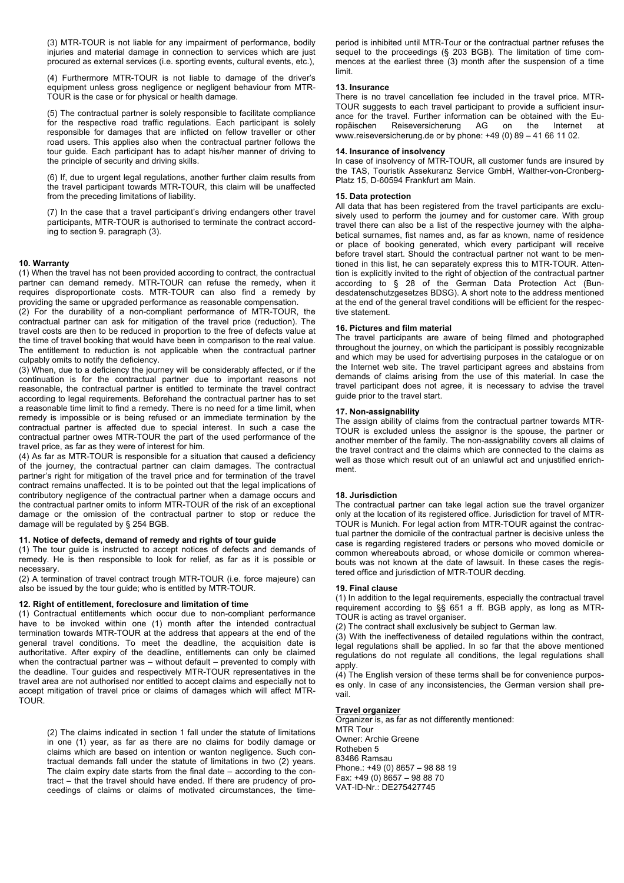(3) MTR-TOUR is not liable for any impairment of performance, bodily injuries and material damage in connection to services which are just procured as external services (i.e. sporting events, cultural events, etc.),

(4) Furthermore MTR-TOUR is not liable to damage of the driver's equipment unless gross negligence or negligent behaviour from MTR-TOUR is the case or for physical or health damage.

(5) The contractual partner is solely responsible to facilitate compliance for the respective road traffic regulations. Each participant is solely responsible for damages that are inflicted on fellow traveller or other road users. This applies also when the contractual partner follows the tour guide. Each participant has to adapt his/her manner of driving to the principle of security and driving skills.

(6) If, due to urgent legal regulations, another further claim results from the travel participant towards MTR-TOUR, this claim will be unaffected from the preceding limitations of liability.

(7) In the case that a travel participant's driving endangers other travel participants, MTR-TOUR is authorised to terminate the contract according to section 9. paragraph (3).

**10. Warranty**

(1) When the travel has not been provided according to contract, the contractual partner can demand remedy. MTR-TOUR can refuse the remedy, when it requires disproportionate costs. MTR-TOUR can also find a remedy by providing the same or upgraded performance as reasonable compensation.

(2) For the durability of a non-compliant performance of MTR-TOUR, the contractual partner can ask for mitigation of the travel price (reduction). The travel costs are then to be reduced in proportion to the free of defects value at the time of travel booking that would have been in comparison to the real value. The entitlement to reduction is not applicable when the contractual partner culpably omits to notify the deficiency.

(3) When, due to a deficiency the journey will be considerably affected, or if the continuation is for the contractual partner due to important reasons not reasonable, the contractual partner is entitled to terminate the travel contract according to legal requirements. Beforehand the contractual partner has to set a reasonable time limit to find a remedy. There is no need for a time limit, when remedy is impossible or is being refused or an immediate termination by the contractual partner is affected due to special interest. In such a case the contractual partner owes MTR-TOUR the part of the used performance of the travel price, as far as they were of interest for him.

(4) As far as MTR-TOUR is responsible for a situation that caused a deficiency of the journey, the contractual partner can claim damages. The contractual partner's right for mitigation of the travel price and for termination of the travel contract remains unaffected. It is to be pointed out that the legal implications of contributory negligence of the contractual partner when a damage occurs and the contractual partner omits to inform MTR-TOUR of the risk of an exceptional damage or the omission of the contractual partner to stop or reduce the damage will be regulated by § 254 BGB.

**11. Notice of defects, demand of remedy and rights of tour guide**

(1) The tour guide is instructed to accept notices of defects and demands of remedy. He is then responsible to look for relief, as far as it is possible or necessary.

(2) A termination of travel contract trough MTR-TOUR (i.e. force majeure) can also be issued by the tour guide; who is entitled by MTR-TOUR.

**12. Right of entitlement, foreclosure and limitation of time**

(1) Contractual entitlements which occur due to non-compliant performance have to be invoked within one (1) month after the intended contractual termination towards MTR-TOUR at the address that appears at the end of the general travel conditions. To meet the deadline, the acquisition date is authoritative. After expiry of the deadline, entitlements can only be claimed when the contractual partner was – without default – prevented to comply with the deadline. Tour guides and respectively MTR-TOUR representatives in the travel area are not authorised nor entitled to accept claims and especially not to accept mitigation of travel price or claims of damages which will affect MTR-TOUR.

(2) The claims indicated in section 1 fall under the statute of limitations in one (1) year, as far as there are no claims for bodily damage or claims which are based on intention or wanton negligence. Such contractual demands fall under the statute of limitations in two (2) years. The claim expiry date starts from the final date – according to the contract – that the travel should have ended. If there are prudency of proceedings of claims or claims of motivated circumstances, the time-period is inhibited until MTR-Tour or the contractual partner refuses the sequel to the proceedings (§ 203 BGB). The limitation of time commences at the earliest three (3) month after the suspension of a time limit.

**13. Insurance**

There is no travel cancellation fee included in the travel price. MTR-TOUR suggests to each travel participant to provide a sufficient insurance for the travel. Further information can be obtained with the Europäischen Reiseversicherung AG on the Internet at www.reiseversicherung.de or by phone: +49 (0) 89 – 41 66 11 02.

**14. Insurance of insolvency**

In case of insolvency of MTR-TOUR, all customer funds are insured by the TAS, Touristik Assekuranz Service GmbH, Walther-von-Cronberg-Platz 15, D-60594 Frankfurt am Main.

**15. Data protection**

All data that has been registered from the travel participants are exclusively used to perform the journey and for customer care. With group travel there can also be a list of the respective journey with the alphabetical surnames, fist names and, as far as known, name of residence or place of booking generated, which every participant will receive before travel start. Should the contractual partner not want to be mentioned in this list, he can separately express this to MTR-TOUR. Attention is explicitly invited to the right of objection of the contractual partner according to § 28 of the German Data Protection Act (Bundesdatenschutzgesetzes BDSG). A short note to the address mentioned at the end of the general travel conditions will be efficient for the respective statement.

**16. Pictures and film material**

The travel participants are aware of being filmed and photographed throughout the journey, on which the participant is possibly recognizable and which may be used for advertising purposes in the catalogue or on the Internet web site. The travel participant agrees and abstains from demands of claims arising from the use of this material. In case the travel participant does not agree, it is necessary to advise the travel guide prior to the travel start.

**17. Non-assignability**

The assign ability of claims from the contractual partner towards MTR-TOUR is excluded unless the assignor is the spouse, the partner or another member of the family. The non-assignability covers all claims of the travel contract and the claims which are connected to the claims as well as those which result out of an unlawful act and unjustified enrichment.

**18. Jurisdiction**

The contractual partner can take legal action sue the travel organizer only at the location of its registered office. Jurisdiction for travel of MTR-TOUR is Munich. For legal action from MTR-TOUR against the contractual partner the domicile of the contractual partner is decisive unless the case is regarding registered traders or persons who moved domicile or common whereabouts abroad, or whose domicile or common whereabouts was not known at the date of lawsuit. In these cases the registered office and jurisdiction of MTR-TOUR decding.

**19. Final clause**

(1) In addition to the legal requirements, especially the contractual travel requirement according to §§ 651 a ff. BGB apply, as long as MTR-TOUR is acting as travel organiser.

(2) The contract shall exclusively be subject to German law.

(3) With the ineffectiveness of detailed regulations within the contract, legal regulations shall be applied. In so far that the above mentioned regulations do not regulate all conditions, the legal regulations shall apply.

(4) The English version of these terms shall be for convenience purposes only. In case of any inconsistencies, the German version shall prevail.

**Travel organizer**

Organizer is, as far as not differently mentioned:
MTR Tour
Owner: Archie Greene
Rotheben 5
83486 Ramsau
Phone.: +49 (0) 8657 – 98 88 19
Fax: +49 (0) 8657 – 98 88 70
VAT-ID-Nr.: DE275427745